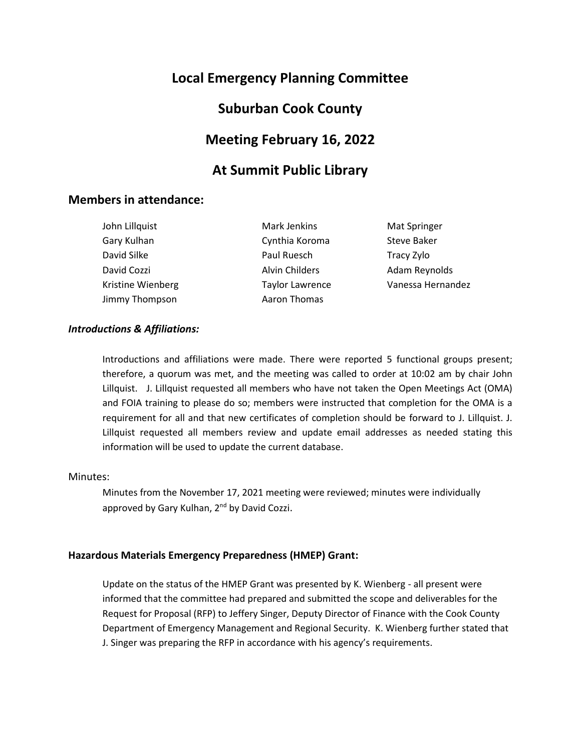# Local Emergency Planning Committee

# Suburban Cook County

# Meeting February 16, 2022

# At Summit Public Library

## Members in attendance:

| | | |
|---|---|---|
| John Lillquist | Mark Jenkins | Mat Springer |
| Gary Kulhan | Cynthia Koroma | Steve Baker |
| David Silke | Paul Ruesch | Tracy Zylo |
| David Cozzi | Alvin Childers | Adam Reynolds |
| Kristine Wienberg | Taylor Lawrence | Vanessa Hernandez |
| Jimmy Thompson | Aaron Thomas | |

### *Introductions & Affiliations:*

Introductions and affiliations were made. There were reported 5 functional groups present; therefore, a quorum was met, and the meeting was called to order at 10:02 am by chair John Lillquist. J. Lillquist requested all members who have not taken the Open Meetings Act (OMA) and FOIA training to please do so; members were instructed that completion for the OMA is a requirement for all and that new certificates of completion should be forward to J. Lillquist. J. Lillquist requested all members review and update email addresses as needed stating this information will be used to update the current database.

Minutes:

Minutes from the November 17, 2021 meeting were reviewed; minutes were individually approved by Gary Kulhan, 2nd by David Cozzi.

### Hazardous Materials Emergency Preparedness (HMEP) Grant:

Update on the status of the HMEP Grant was presented by K. Wienberg - all present were informed that the committee had prepared and submitted the scope and deliverables for the Request for Proposal (RFP) to Jeffery Singer, Deputy Director of Finance with the Cook County Department of Emergency Management and Regional Security. K. Wienberg further stated that J. Singer was preparing the RFP in accordance with his agency's requirements.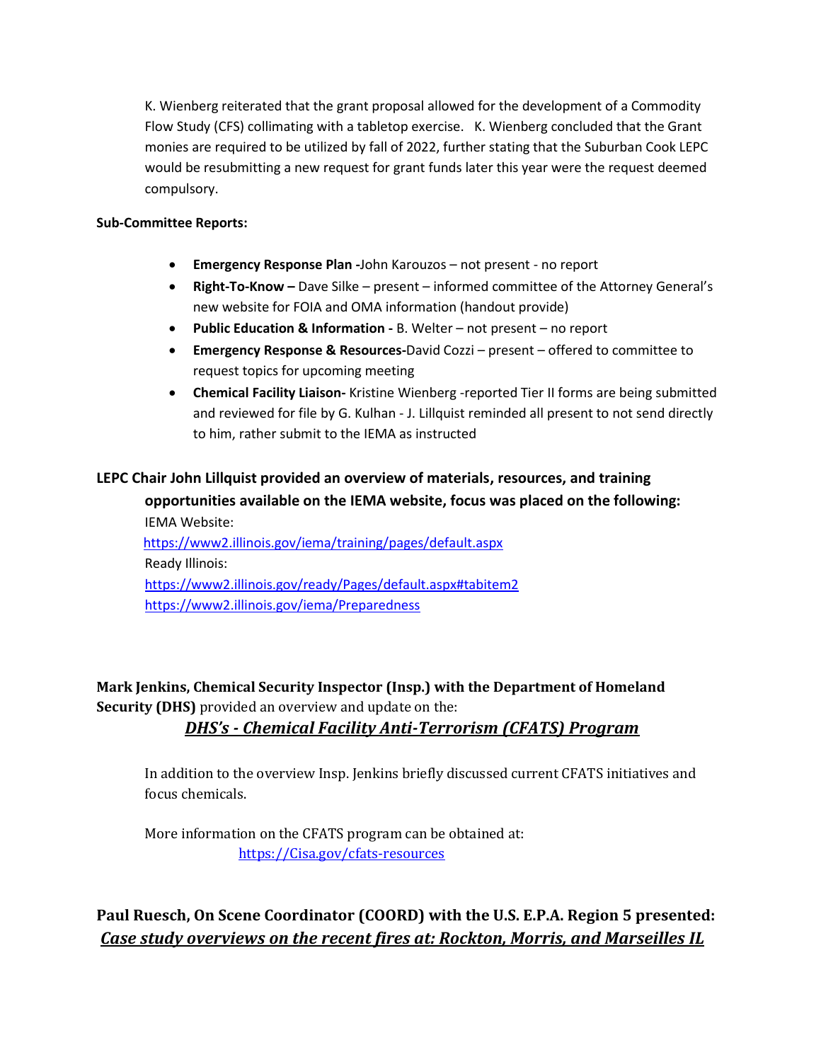K. Wienberg reiterated that the grant proposal allowed for the development of a Commodity Flow Study (CFS) collimating with a tabletop exercise. K. Wienberg concluded that the Grant monies are required to be utilized by fall of 2022, further stating that the Suburban Cook LEPC would be resubmitting a new request for grant funds later this year were the request deemed compulsory.

**Sub-Committee Reports:**

- **Emergency Response Plan -**John Karouzos – not present - no report
- **Right-To-Know –** Dave Silke – present – informed committee of the Attorney General's new website for FOIA and OMA information (handout provide)
- **Public Education & Information -** B. Welter – not present – no report
- **Emergency Response & Resources-**David Cozzi – present – offered to committee to request topics for upcoming meeting
- **Chemical Facility Liaison-** Kristine Wienberg -reported Tier II forms are being submitted and reviewed for file by G. Kulhan - J. Lillquist reminded all present to not send directly to him, rather submit to the IEMA as instructed

**LEPC Chair John Lillquist provided an overview of materials, resources, and training opportunities available on the IEMA website, focus was placed on the following:**

IEMA Website:
https://www2.illinois.gov/iema/training/pages/default.aspx
Ready Illinois:
https://www2.illinois.gov/ready/Pages/default.aspx#tabitem2
https://www2.illinois.gov/iema/Preparedness

**Mark Jenkins, Chemical Security Inspector (Insp.) with the Department of Homeland Security (DHS)** provided an overview and update on the:

***DHS's - Chemical Facility Anti-Terrorism (CFATS) Program***

In addition to the overview Insp. Jenkins briefly discussed current CFATS initiatives and focus chemicals.

More information on the CFATS program can be obtained at:
https://Cisa.gov/cfats-resources

**Paul Ruesch, On Scene Coordinator (COORD) with the U.S. E.P.A. Region 5 presented:**
***Case study overviews on the recent fires at: Rockton, Morris, and Marseilles IL***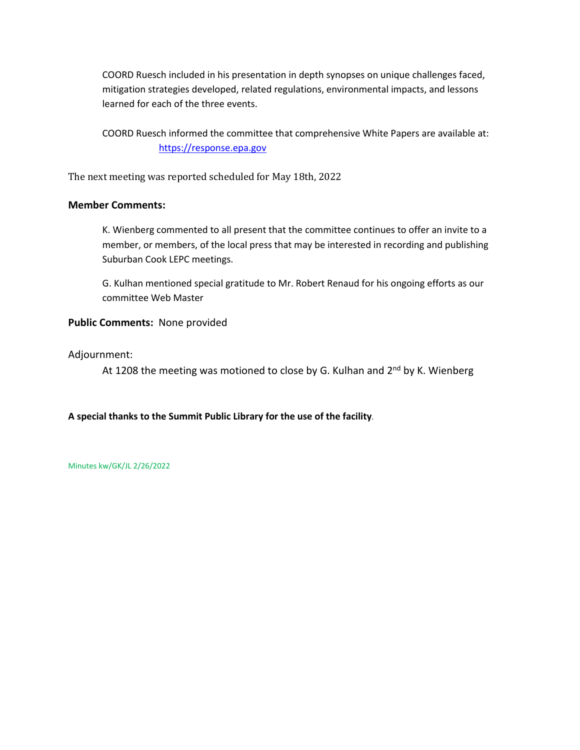COORD Ruesch included in his presentation in depth synopses on unique challenges faced, mitigation strategies developed, related regulations, environmental impacts, and lessons learned for each of the three events.

COORD Ruesch informed the committee that comprehensive White Papers are available at: https://response.epa.gov

The next meeting was reported scheduled for May 18th, 2022

**Member Comments:**

K. Wienberg commented to all present that the committee continues to offer an invite to a member, or members, of the local press that may be interested in recording and publishing Suburban Cook LEPC meetings.

G. Kulhan mentioned special gratitude to Mr. Robert Renaud for his ongoing efforts as our committee Web Master

**Public Comments:** None provided

Adjournment:

At 1208 the meeting was motioned to close by G. Kulhan and 2nd by K. Wienberg

**A special thanks to the Summit Public Library for the use of the facility**.

Minutes kw/GK/JL 2/26/2022